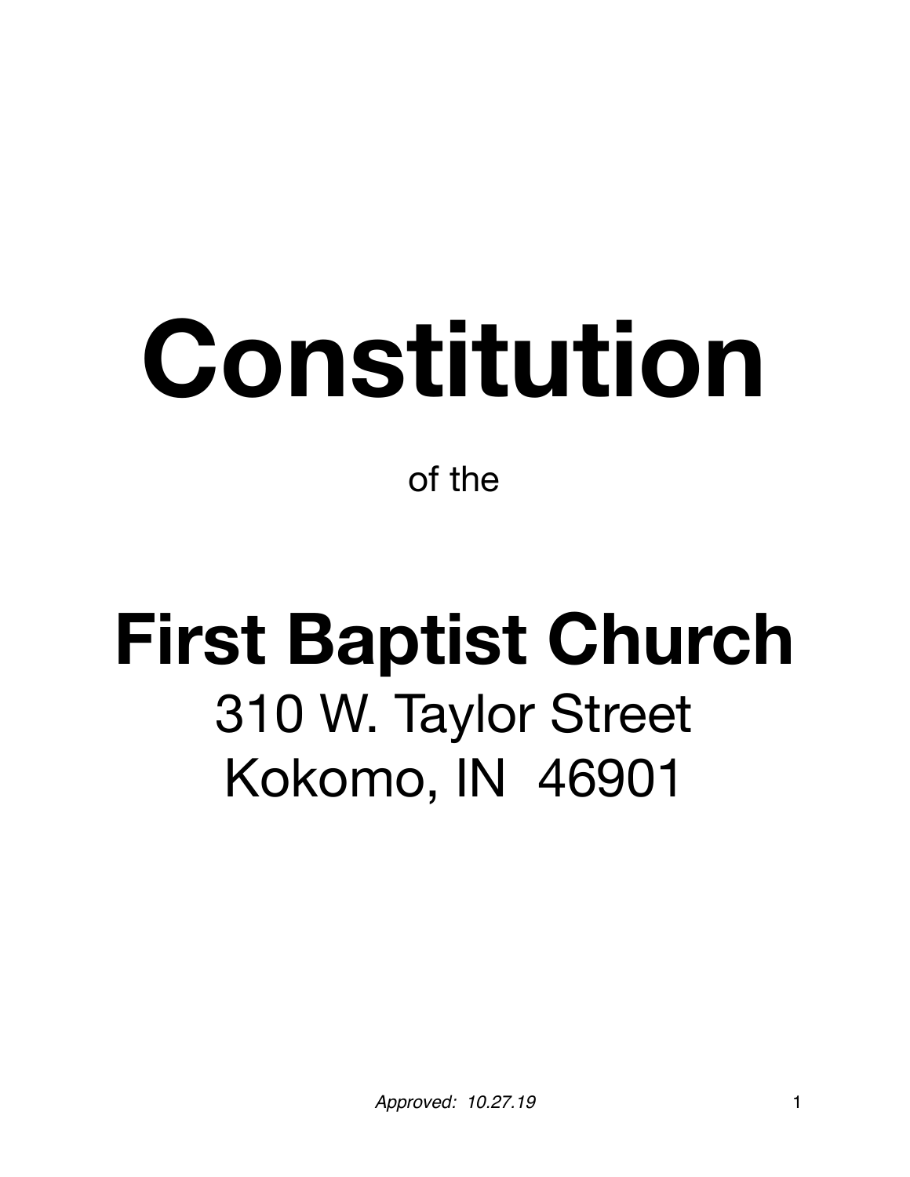# Constitution

of the

# First Baptist Church

310 W. Taylor Street
Kokomo, IN 46901

*Approved: 10.27.19*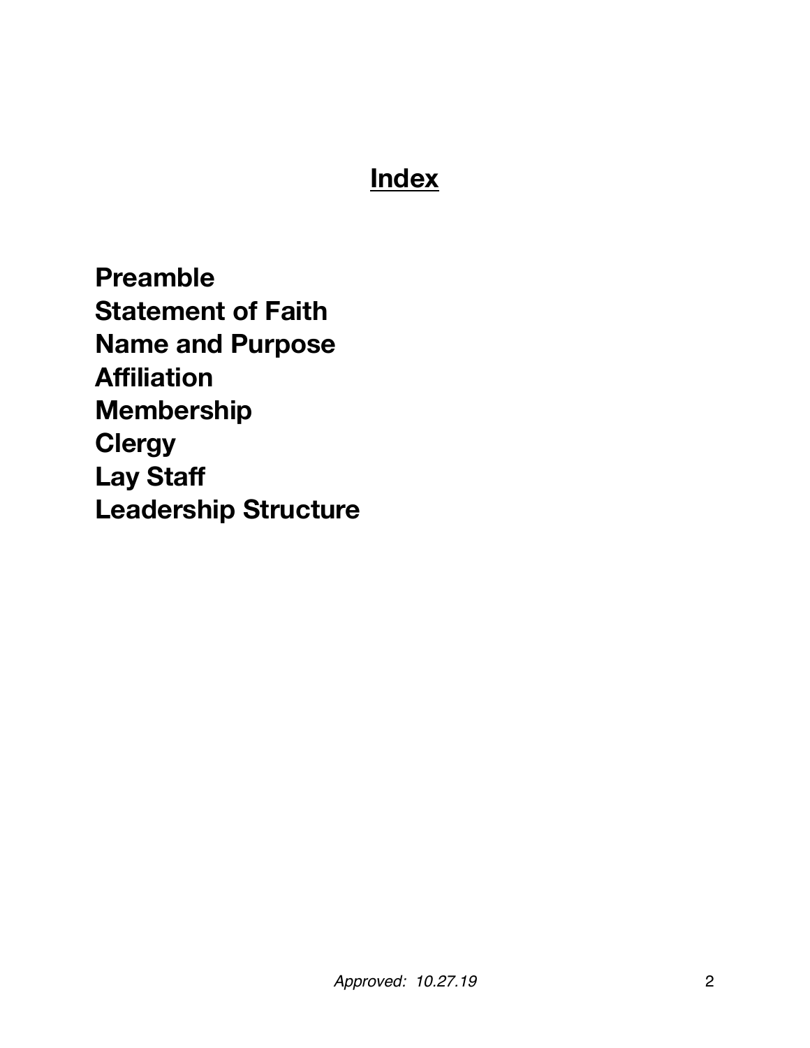# Index

**Preamble**
**Statement of Faith**
**Name and Purpose**
**Affiliation**
**Membership**
**Clergy**
**Lay Staff**
**Leadership Structure**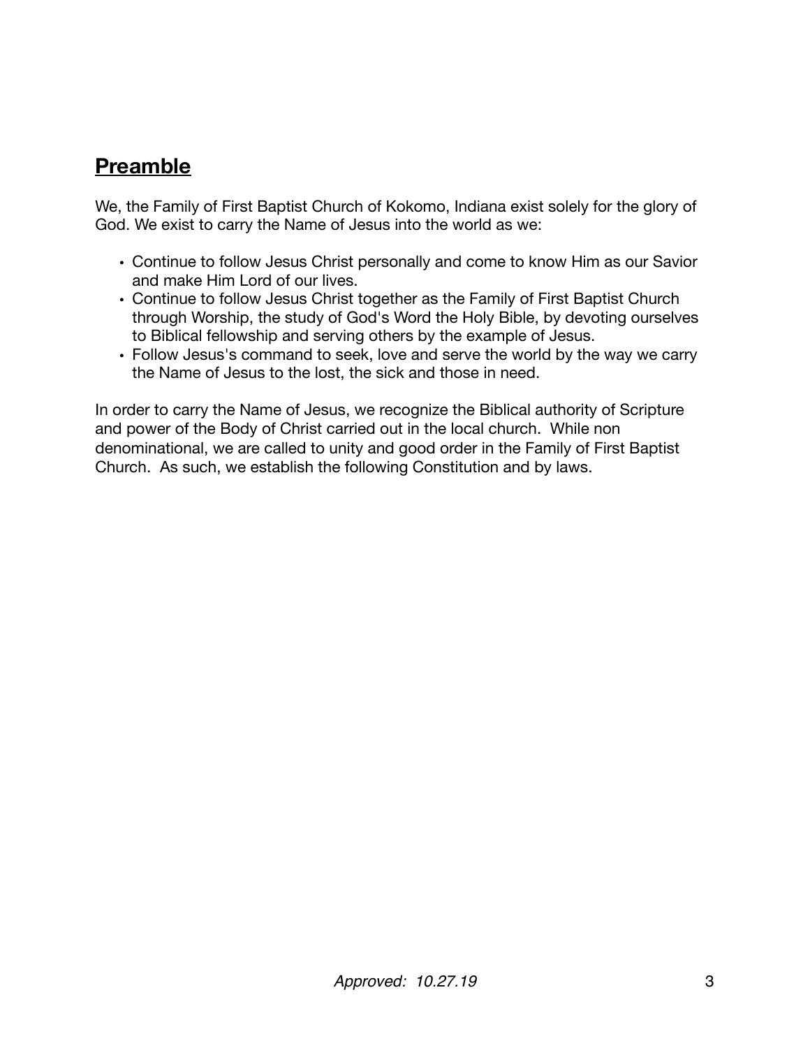## **Preamble**

We, the Family of First Baptist Church of Kokomo, Indiana exist solely for the glory of God. We exist to carry the Name of Jesus into the world as we:

- Continue to follow Jesus Christ personally and come to know Him as our Savior and make Him Lord of our lives.
- Continue to follow Jesus Christ together as the Family of First Baptist Church through Worship, the study of God's Word the Holy Bible, by devoting ourselves to Biblical fellowship and serving others by the example of Jesus.
- Follow Jesus's command to seek, love and serve the world by the way we carry the Name of Jesus to the lost, the sick and those in need.

In order to carry the Name of Jesus, we recognize the Biblical authority of Scripture and power of the Body of Christ carried out in the local church. While non denominational, we are called to unity and good order in the Family of First Baptist Church. As such, we establish the following Constitution and by laws.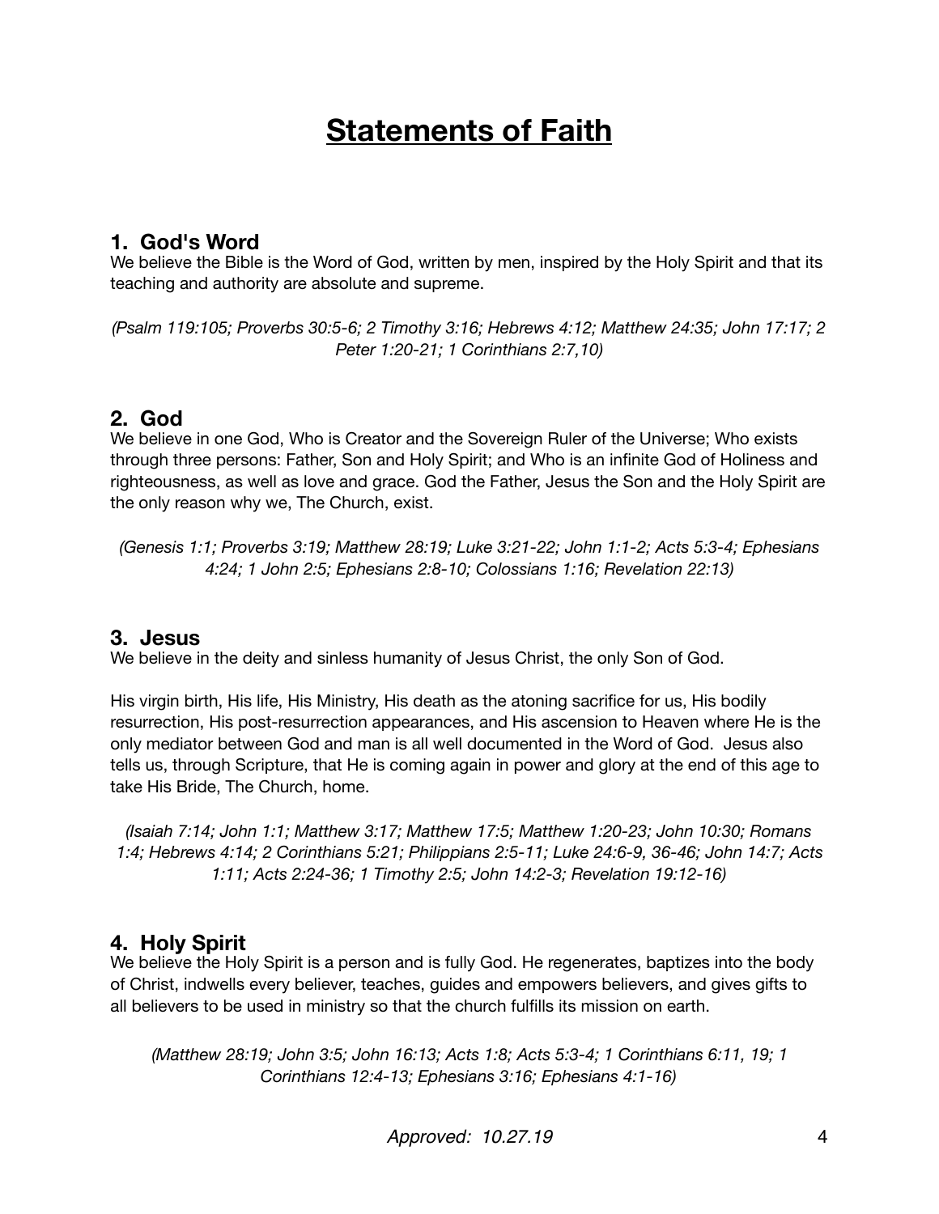# Statements of Faith

## 1. God's Word

We believe the Bible is the Word of God, written by men, inspired by the Holy Spirit and that its teaching and authority are absolute and supreme.

*(Psalm 119:105; Proverbs 30:5-6; 2 Timothy 3:16; Hebrews 4:12; Matthew 24:35; John 17:17; 2 Peter 1:20-21; 1 Corinthians 2:7,10)*

## 2. God

We believe in one God, Who is Creator and the Sovereign Ruler of the Universe; Who exists through three persons: Father, Son and Holy Spirit; and Who is an infinite God of Holiness and righteousness, as well as love and grace. God the Father, Jesus the Son and the Holy Spirit are the only reason why we, The Church, exist.

*(Genesis 1:1; Proverbs 3:19; Matthew 28:19; Luke 3:21-22; John 1:1-2; Acts 5:3-4; Ephesians 4:24; 1 John 2:5; Ephesians 2:8-10; Colossians 1:16; Revelation 22:13)*

## 3. Jesus

We believe in the deity and sinless humanity of Jesus Christ, the only Son of God.

His virgin birth, His life, His Ministry, His death as the atoning sacrifice for us, His bodily resurrection, His post-resurrection appearances, and His ascension to Heaven where He is the only mediator between God and man is all well documented in the Word of God. Jesus also tells us, through Scripture, that He is coming again in power and glory at the end of this age to take His Bride, The Church, home.

*(Isaiah 7:14; John 1:1; Matthew 3:17; Matthew 17:5; Matthew 1:20-23; John 10:30; Romans 1:4; Hebrews 4:14; 2 Corinthians 5:21; Philippians 2:5-11; Luke 24:6-9, 36-46; John 14:7; Acts 1:11; Acts 2:24-36; 1 Timothy 2:5; John 14:2-3; Revelation 19:12-16)*

## 4. Holy Spirit

We believe the Holy Spirit is a person and is fully God. He regenerates, baptizes into the body of Christ, indwells every believer, teaches, guides and empowers believers, and gives gifts to all believers to be used in ministry so that the church fulfills its mission on earth.

*(Matthew 28:19; John 3:5; John 16:13; Acts 1:8; Acts 5:3-4; 1 Corinthians 6:11, 19; 1 Corinthians 12:4-13; Ephesians 3:16; Ephesians 4:1-16)*

*Approved: 10.27.19*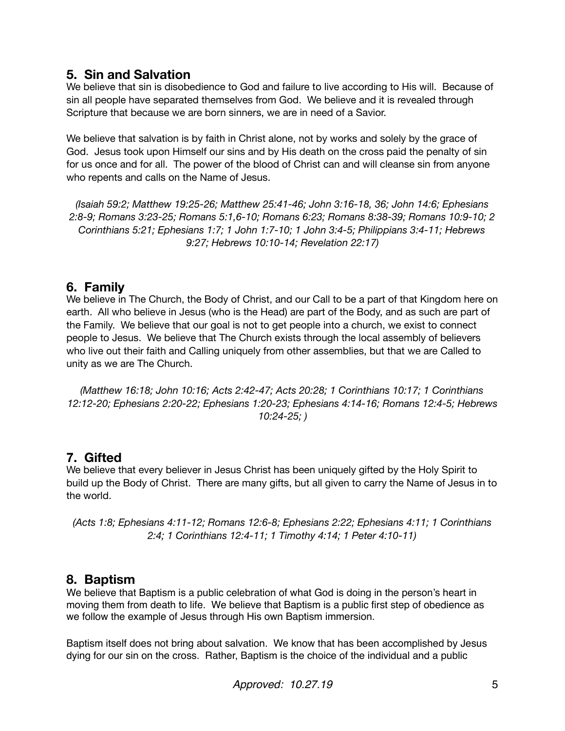## 5. Sin and Salvation

We believe that sin is disobedience to God and failure to live according to His will. Because of sin all people have separated themselves from God. We believe and it is revealed through Scripture that because we are born sinners, we are in need of a Savior.

We believe that salvation is by faith in Christ alone, not by works and solely by the grace of God. Jesus took upon Himself our sins and by His death on the cross paid the penalty of sin for us once and for all. The power of the blood of Christ can and will cleanse sin from anyone who repents and calls on the Name of Jesus.

*(Isaiah 59:2; Matthew 19:25-26; Matthew 25:41-46; John 3:16-18, 36; John 14:6; Ephesians 2:8-9; Romans 3:23-25; Romans 5:1,6-10; Romans 6:23; Romans 8:38-39; Romans 10:9-10; 2 Corinthians 5:21; Ephesians 1:7; 1 John 1:7-10; 1 John 3:4-5; Philippians 3:4-11; Hebrews 9:27; Hebrews 10:10-14; Revelation 22:17)*

## 6. Family

We believe in The Church, the Body of Christ, and our Call to be a part of that Kingdom here on earth. All who believe in Jesus (who is the Head) are part of the Body, and as such are part of the Family. We believe that our goal is not to get people into a church, we exist to connect people to Jesus. We believe that The Church exists through the local assembly of believers who live out their faith and Calling uniquely from other assemblies, but that we are Called to unity as we are The Church.

*(Matthew 16:18; John 10:16; Acts 2:42-47; Acts 20:28; 1 Corinthians 10:17; 1 Corinthians 12:12-20; Ephesians 2:20-22; Ephesians 1:20-23; Ephesians 4:14-16; Romans 12:4-5; Hebrews 10:24-25; )*

## 7. Gifted

We believe that every believer in Jesus Christ has been uniquely gifted by the Holy Spirit to build up the Body of Christ. There are many gifts, but all given to carry the Name of Jesus in to the world.

*(Acts 1:8; Ephesians 4:11-12; Romans 12:6-8; Ephesians 2:22; Ephesians 4:11; 1 Corinthians 2:4; 1 Corinthians 12:4-11; 1 Timothy 4:14; 1 Peter 4:10-11)*

## 8. Baptism

We believe that Baptism is a public celebration of what God is doing in the person's heart in moving them from death to life. We believe that Baptism is a public first step of obedience as we follow the example of Jesus through His own Baptism immersion.

Baptism itself does not bring about salvation. We know that has been accomplished by Jesus dying for our sin on the cross. Rather, Baptism is the choice of the individual and a public

*Approved: 10.27.19*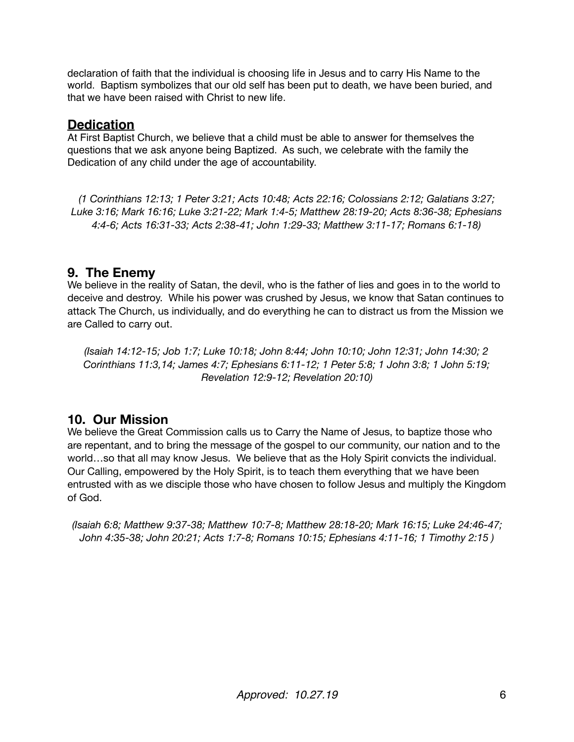declaration of faith that the individual is choosing life in Jesus and to carry His Name to the world. Baptism symbolizes that our old self has been put to death, we have been buried, and that we have been raised with Christ to new life.

### **Dedication**

At First Baptist Church, we believe that a child must be able to answer for themselves the questions that we ask anyone being Baptized. As such, we celebrate with the family the Dedication of any child under the age of accountability.

*(1 Corinthians 12:13; 1 Peter 3:21; Acts 10:48; Acts 22:16; Colossians 2:12; Galatians 3:27; Luke 3:16; Mark 16:16; Luke 3:21-22; Mark 1:4-5; Matthew 28:19-20; Acts 8:36-38; Ephesians 4:4-6; Acts 16:31-33; Acts 2:38-41; John 1:29-33; Matthew 3:11-17; Romans 6:1-18)*

## 9. The Enemy

We believe in the reality of Satan, the devil, who is the father of lies and goes in to the world to deceive and destroy. While his power was crushed by Jesus, we know that Satan continues to attack The Church, us individually, and do everything he can to distract us from the Mission we are Called to carry out.

*(Isaiah 14:12-15; Job 1:7; Luke 10:18; John 8:44; John 10:10; John 12:31; John 14:30; 2 Corinthians 11:3,14; James 4:7; Ephesians 6:11-12; 1 Peter 5:8; 1 John 3:8; 1 John 5:19; Revelation 12:9-12; Revelation 20:10)*

## 10. Our Mission

We believe the Great Commission calls us to Carry the Name of Jesus, to baptize those who are repentant, and to bring the message of the gospel to our community, our nation and to the world…so that all may know Jesus. We believe that as the Holy Spirit convicts the individual. Our Calling, empowered by the Holy Spirit, is to teach them everything that we have been entrusted with as we disciple those who have chosen to follow Jesus and multiply the Kingdom of God.

*(Isaiah 6:8; Matthew 9:37-38; Matthew 10:7-8; Matthew 28:18-20; Mark 16:15; Luke 24:46-47; John 4:35-38; John 20:21; Acts 1:7-8; Romans 10:15; Ephesians 4:11-16; 1 Timothy 2:15 )*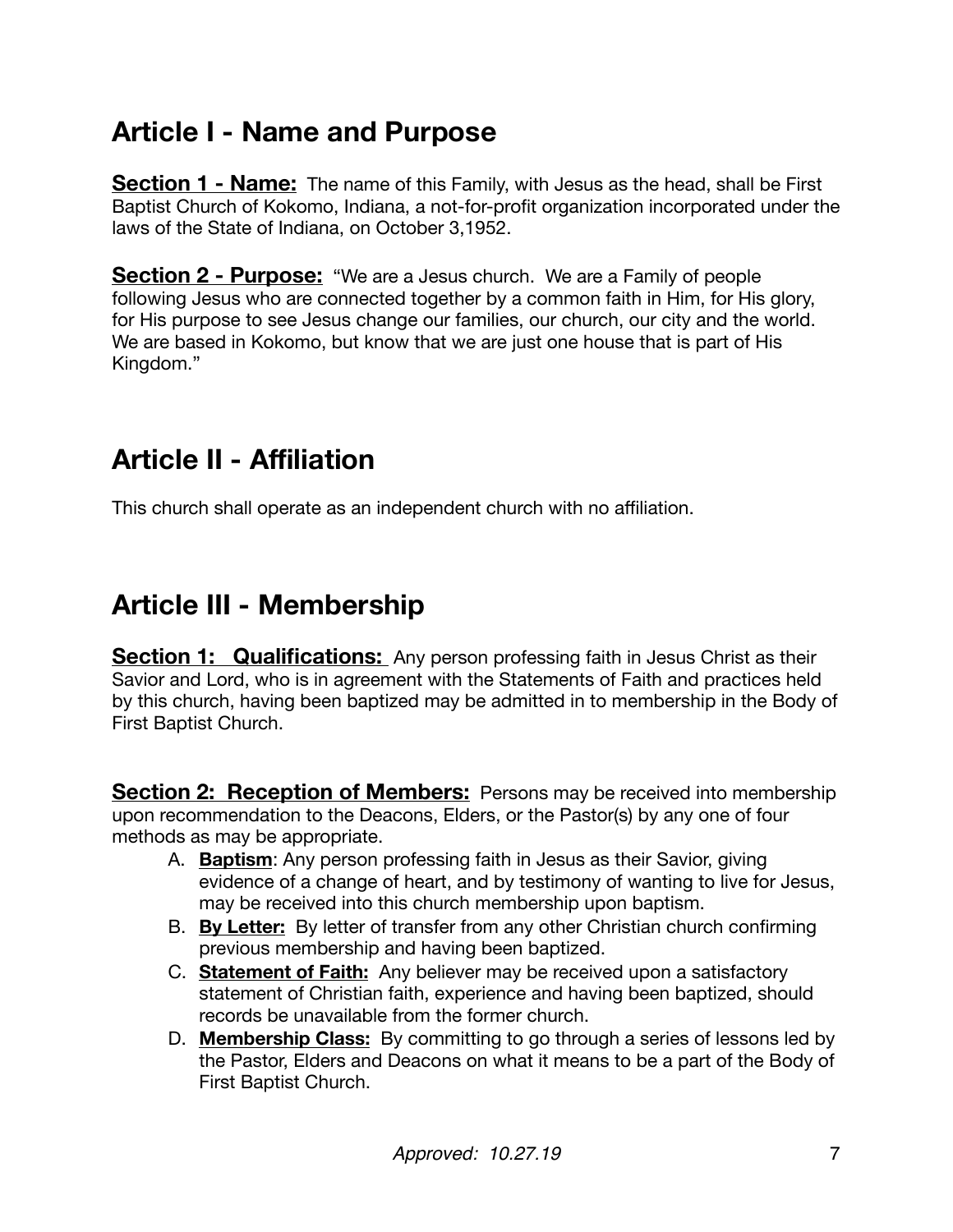## Article I - Name and Purpose

**Section 1 - Name:** The name of this Family, with Jesus as the head, shall be First Baptist Church of Kokomo, Indiana, a not-for-profit organization incorporated under the laws of the State of Indiana, on October 3,1952.

**Section 2 - Purpose:** "We are a Jesus church. We are a Family of people following Jesus who are connected together by a common faith in Him, for His glory, for His purpose to see Jesus change our families, our church, our city and the world. We are based in Kokomo, but know that we are just one house that is part of His Kingdom."

## Article II - Affiliation

This church shall operate as an independent church with no affiliation.

## Article III - Membership

**Section 1: Qualifications:** Any person professing faith in Jesus Christ as their Savior and Lord, who is in agreement with the Statements of Faith and practices held by this church, having been baptized may be admitted in to membership in the Body of First Baptist Church.

**Section 2: Reception of Members:** Persons may be received into membership upon recommendation to the Deacons, Elders, or the Pastor(s) by any one of four methods as may be appropriate.

A. **Baptism**: Any person professing faith in Jesus as their Savior, giving evidence of a change of heart, and by testimony of wanting to live for Jesus, may be received into this church membership upon baptism.
B. **By Letter:** By letter of transfer from any other Christian church confirming previous membership and having been baptized.
C. **Statement of Faith:** Any believer may be received upon a satisfactory statement of Christian faith, experience and having been baptized, should records be unavailable from the former church.
D. **Membership Class:** By committing to go through a series of lessons led by the Pastor, Elders and Deacons on what it means to be a part of the Body of First Baptist Church.

*Approved: 10.27.19*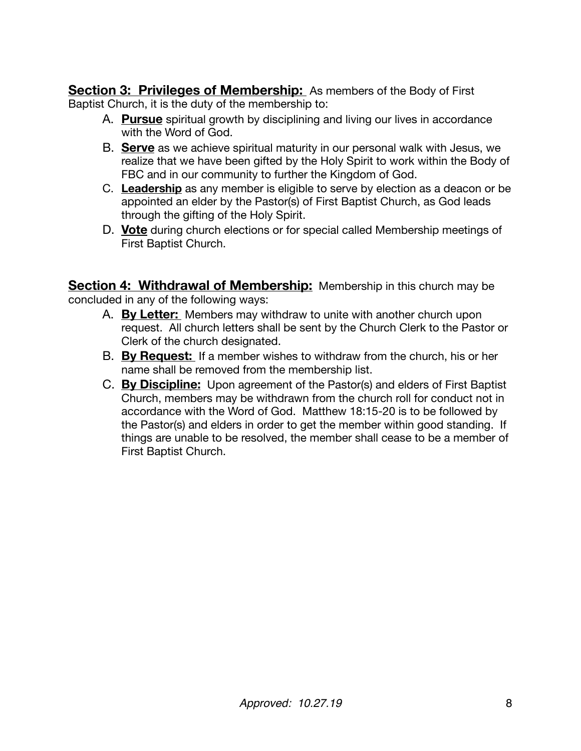**Section 3: Privileges of Membership:** As members of the Body of First Baptist Church, it is the duty of the membership to:

A. **Pursue** spiritual growth by disciplining and living our lives in accordance with the Word of God.
B. **Serve** as we achieve spiritual maturity in our personal walk with Jesus, we realize that we have been gifted by the Holy Spirit to work within the Body of FBC and in our community to further the Kingdom of God.
C. **Leadership** as any member is eligible to serve by election as a deacon or be appointed an elder by the Pastor(s) of First Baptist Church, as God leads through the gifting of the Holy Spirit.
D. **Vote** during church elections or for special called Membership meetings of First Baptist Church.

**Section 4: Withdrawal of Membership:** Membership in this church may be concluded in any of the following ways:

A. **By Letter:** Members may withdraw to unite with another church upon request. All church letters shall be sent by the Church Clerk to the Pastor or Clerk of the church designated.
B. **By Request:** If a member wishes to withdraw from the church, his or her name shall be removed from the membership list.
C. **By Discipline:** Upon agreement of the Pastor(s) and elders of First Baptist Church, members may be withdrawn from the church roll for conduct not in accordance with the Word of God. Matthew 18:15-20 is to be followed by the Pastor(s) and elders in order to get the member within good standing. If things are unable to be resolved, the member shall cease to be a member of First Baptist Church.

*Approved: 10.27.19*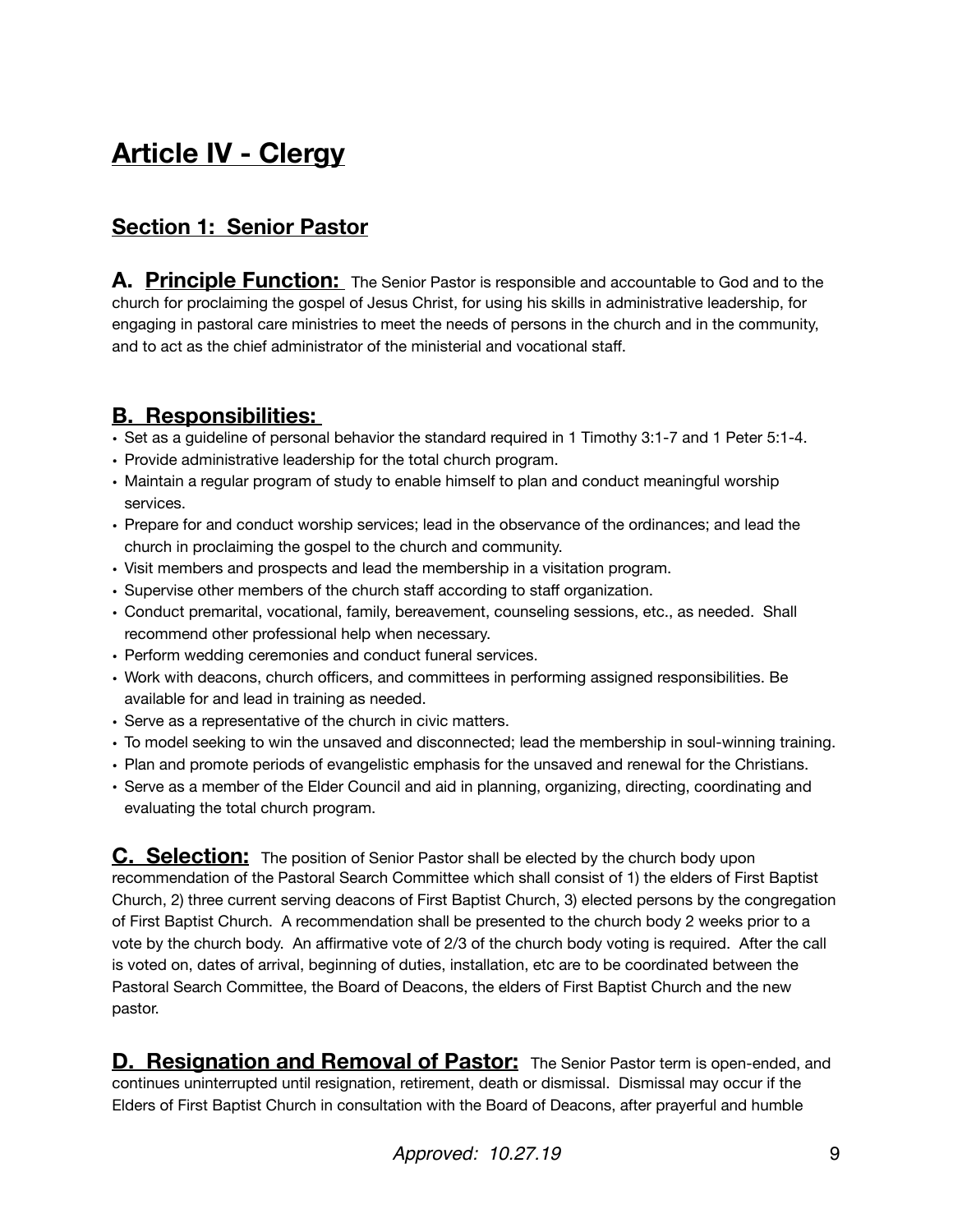# Article IV - Clergy

## Section 1: Senior Pastor

**A. Principle Function:** The Senior Pastor is responsible and accountable to God and to the church for proclaiming the gospel of Jesus Christ, for using his skills in administrative leadership, for engaging in pastoral care ministries to meet the needs of persons in the church and in the community, and to act as the chief administrator of the ministerial and vocational staff.

## B. Responsibilities:

- Set as a guideline of personal behavior the standard required in 1 Timothy 3:1-7 and 1 Peter 5:1-4.
- Provide administrative leadership for the total church program.
- Maintain a regular program of study to enable himself to plan and conduct meaningful worship services.
- Prepare for and conduct worship services; lead in the observance of the ordinances; and lead the church in proclaiming the gospel to the church and community.
- Visit members and prospects and lead the membership in a visitation program.
- Supervise other members of the church staff according to staff organization.
- Conduct premarital, vocational, family, bereavement, counseling sessions, etc., as needed. Shall recommend other professional help when necessary.
- Perform wedding ceremonies and conduct funeral services.
- Work with deacons, church officers, and committees in performing assigned responsibilities. Be available for and lead in training as needed.
- Serve as a representative of the church in civic matters.
- To model seeking to win the unsaved and disconnected; lead the membership in soul-winning training.
- Plan and promote periods of evangelistic emphasis for the unsaved and renewal for the Christians.
- Serve as a member of the Elder Council and aid in planning, organizing, directing, coordinating and evaluating the total church program.

**C. Selection:** The position of Senior Pastor shall be elected by the church body upon recommendation of the Pastoral Search Committee which shall consist of 1) the elders of First Baptist Church, 2) three current serving deacons of First Baptist Church, 3) elected persons by the congregation of First Baptist Church. A recommendation shall be presented to the church body 2 weeks prior to a vote by the church body. An affirmative vote of 2/3 of the church body voting is required. After the call is voted on, dates of arrival, beginning of duties, installation, etc are to be coordinated between the Pastoral Search Committee, the Board of Deacons, the elders of First Baptist Church and the new pastor.

**D. Resignation and Removal of Pastor:** The Senior Pastor term is open-ended, and continues uninterrupted until resignation, retirement, death or dismissal. Dismissal may occur if the Elders of First Baptist Church in consultation with the Board of Deacons, after prayerful and humble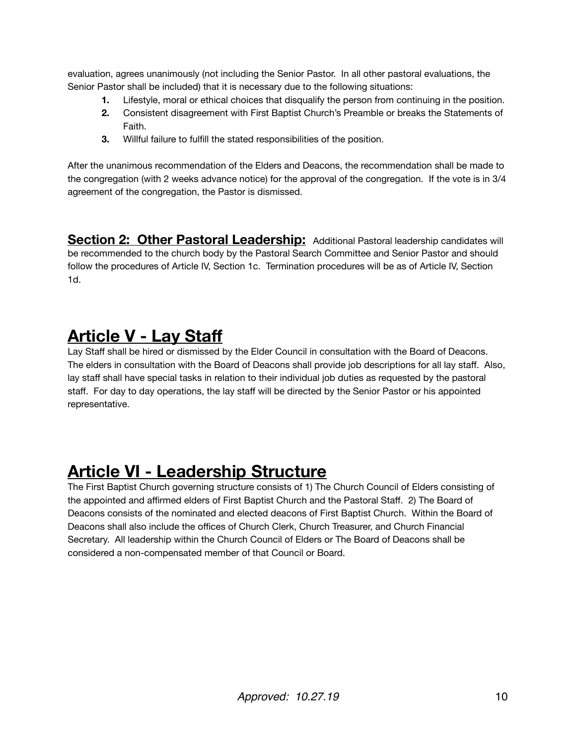evaluation, agrees unanimously (not including the Senior Pastor. In all other pastoral evaluations, the Senior Pastor shall be included) that it is necessary due to the following situations:

1. Lifestyle, moral or ethical choices that disqualify the person from continuing in the position.
2. Consistent disagreement with First Baptist Church's Preamble or breaks the Statements of Faith.
3. Willful failure to fulfill the stated responsibilities of the position.

After the unanimous recommendation of the Elders and Deacons, the recommendation shall be made to the congregation (with 2 weeks advance notice) for the approval of the congregation. If the vote is in 3/4 agreement of the congregation, the Pastor is dismissed.

**Section 2: Other Pastoral Leadership:** Additional Pastoral leadership candidates will be recommended to the church body by the Pastoral Search Committee and Senior Pastor and should follow the procedures of Article IV, Section 1c. Termination procedures will be as of Article IV, Section 1d.

# Article V - Lay Staff

Lay Staff shall be hired or dismissed by the Elder Council in consultation with the Board of Deacons. The elders in consultation with the Board of Deacons shall provide job descriptions for all lay staff. Also, lay staff shall have special tasks in relation to their individual job duties as requested by the pastoral staff. For day to day operations, the lay staff will be directed by the Senior Pastor or his appointed representative.

# Article VI - Leadership Structure

The First Baptist Church governing structure consists of 1) The Church Council of Elders consisting of the appointed and affirmed elders of First Baptist Church and the Pastoral Staff. 2) The Board of Deacons consists of the nominated and elected deacons of First Baptist Church. Within the Board of Deacons shall also include the offices of Church Clerk, Church Treasurer, and Church Financial Secretary. All leadership within the Church Council of Elders or The Board of Deacons shall be considered a non-compensated member of that Council or Board.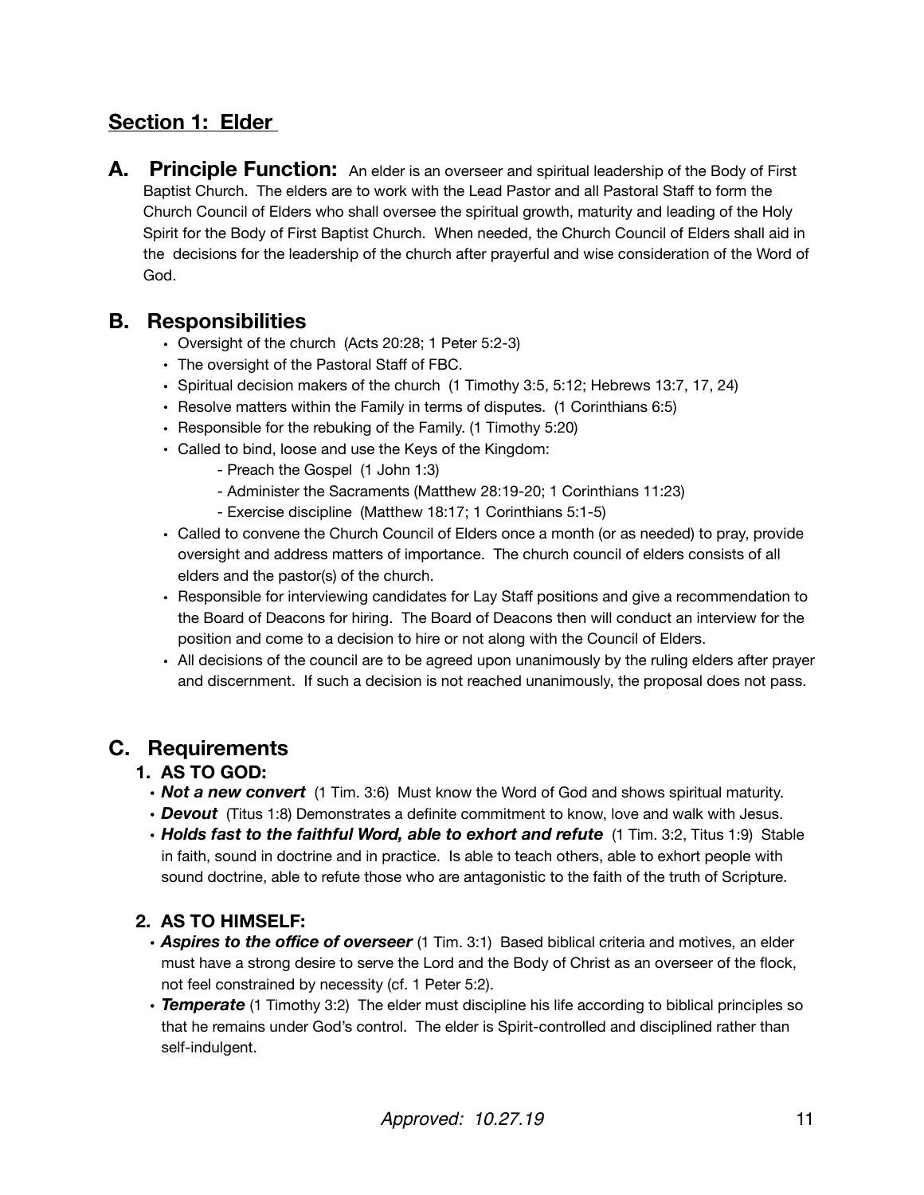## Section 1: Elder

### A. Principle Function:

An elder is an overseer and spiritual leadership of the Body of First Baptist Church. The elders are to work with the Lead Pastor and all Pastoral Staff to form the Church Council of Elders who shall oversee the spiritual growth, maturity and leading of the Holy Spirit for the Body of First Baptist Church. When needed, the Church Council of Elders shall aid in the decisions for the leadership of the church after prayerful and wise consideration of the Word of God.

### B. Responsibilities

- Oversight of the church (Acts 20:28; 1 Peter 5:2-3)
- The oversight of the Pastoral Staff of FBC.
- Spiritual decision makers of the church (1 Timothy 3:5, 5:12; Hebrews 13:7, 17, 24)
- Resolve matters within the Family in terms of disputes. (1 Corinthians 6:5)
- Responsible for the rebuking of the Family. (1 Timothy 5:20)
- Called to bind, loose and use the Keys of the Kingdom:
    - Preach the Gospel (1 John 1:3)
    - Administer the Sacraments (Matthew 28:19-20; 1 Corinthians 11:23)
    - Exercise discipline (Matthew 18:17; 1 Corinthians 5:1-5)
- Called to convene the Church Council of Elders once a month (or as needed) to pray, provide oversight and address matters of importance. The church council of elders consists of all elders and the pastor(s) of the church.
- Responsible for interviewing candidates for Lay Staff positions and give a recommendation to the Board of Deacons for hiring. The Board of Deacons then will conduct an interview for the position and come to a decision to hire or not along with the Council of Elders.
- All decisions of the council are to be agreed upon unanimously by the ruling elders after prayer and discernment. If such a decision is not reached unanimously, the proposal does not pass.

### C. Requirements

#### 1. AS TO GOD:

- ***Not a new convert*** (1 Tim. 3:6) Must know the Word of God and shows spiritual maturity.
- ***Devout*** (Titus 1:8) Demonstrates a definite commitment to know, love and walk with Jesus.
- ***Holds fast to the faithful Word, able to exhort and refute*** (1 Tim. 3:2, Titus 1:9) Stable in faith, sound in doctrine and in practice. Is able to teach others, able to exhort people with sound doctrine, able to refute those who are antagonistic to the faith of the truth of Scripture.

#### 2. AS TO HIMSELF:

- ***Aspires to the office of overseer*** (1 Tim. 3:1) Based biblical criteria and motives, an elder must have a strong desire to serve the Lord and the Body of Christ as an overseer of the flock, not feel constrained by necessity (cf. 1 Peter 5:2).
- ***Temperate*** (1 Timothy 3:2) The elder must discipline his life according to biblical principles so that he remains under God's control. The elder is Spirit-controlled and disciplined rather than self-indulgent.

*Approved: 10.27.19*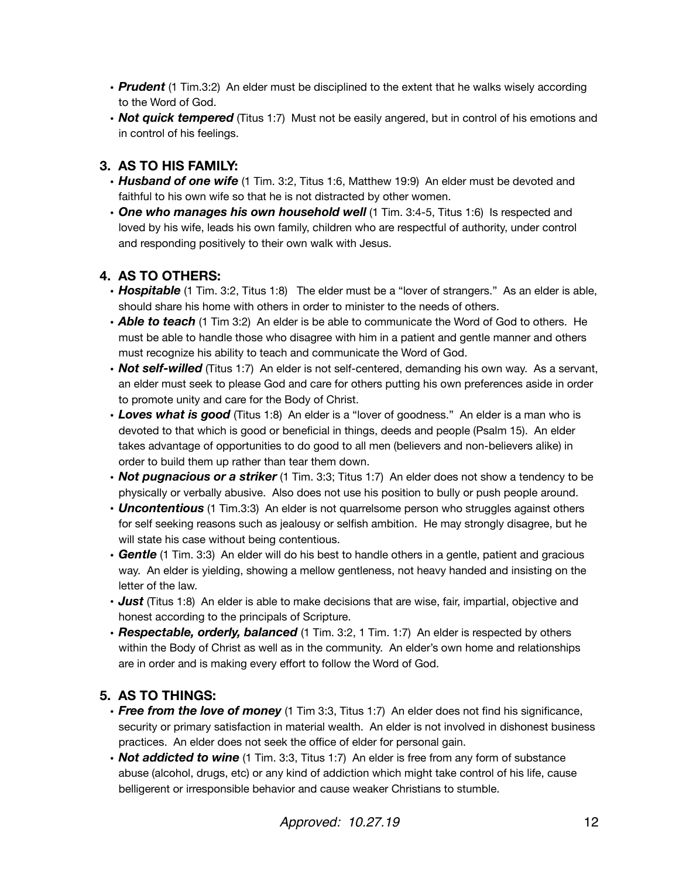- ***Prudent*** (1 Tim.3:2) An elder must be disciplined to the extent that he walks wisely according to the Word of God.
- ***Not quick tempered*** (Titus 1:7) Must not be easily angered, but in control of his emotions and in control of his feelings.

## 3. AS TO HIS FAMILY:

- ***Husband of one wife*** (1 Tim. 3:2, Titus 1:6, Matthew 19:9) An elder must be devoted and faithful to his own wife so that he is not distracted by other women.
- ***One who manages his own household well*** (1 Tim. 3:4-5, Titus 1:6) Is respected and loved by his wife, leads his own family, children who are respectful of authority, under control and responding positively to their own walk with Jesus.

## 4. AS TO OTHERS:

- ***Hospitable*** (1 Tim. 3:2, Titus 1:8) The elder must be a "lover of strangers." As an elder is able, should share his home with others in order to minister to the needs of others.
- ***Able to teach*** (1 Tim 3:2) An elder is be able to communicate the Word of God to others. He must be able to handle those who disagree with him in a patient and gentle manner and others must recognize his ability to teach and communicate the Word of God.
- ***Not self-willed*** (Titus 1:7) An elder is not self-centered, demanding his own way. As a servant, an elder must seek to please God and care for others putting his own preferences aside in order to promote unity and care for the Body of Christ.
- ***Loves what is good*** (Titus 1:8) An elder is a "lover of goodness." An elder is a man who is devoted to that which is good or beneficial in things, deeds and people (Psalm 15). An elder takes advantage of opportunities to do good to all men (believers and non-believers alike) in order to build them up rather than tear them down.
- ***Not pugnacious or a striker*** (1 Tim. 3:3; Titus 1:7) An elder does not show a tendency to be physically or verbally abusive. Also does not use his position to bully or push people around.
- ***Uncontentious*** (1 Tim.3:3) An elder is not quarrelsome person who struggles against others for self seeking reasons such as jealousy or selfish ambition. He may strongly disagree, but he will state his case without being contentious.
- ***Gentle*** (1 Tim. 3:3) An elder will do his best to handle others in a gentle, patient and gracious way. An elder is yielding, showing a mellow gentleness, not heavy handed and insisting on the letter of the law.
- ***Just*** (Titus 1:8) An elder is able to make decisions that are wise, fair, impartial, objective and honest according to the principals of Scripture.
- ***Respectable, orderly, balanced*** (1 Tim. 3:2, 1 Tim. 1:7) An elder is respected by others within the Body of Christ as well as in the community. An elder's own home and relationships are in order and is making every effort to follow the Word of God.

## 5. AS TO THINGS:

- ***Free from the love of money*** (1 Tim 3:3, Titus 1:7) An elder does not find his significance, security or primary satisfaction in material wealth. An elder is not involved in dishonest business practices. An elder does not seek the office of elder for personal gain.
- ***Not addicted to wine*** (1 Tim. 3:3, Titus 1:7) An elder is free from any form of substance abuse (alcohol, drugs, etc) or any kind of addiction which might take control of his life, cause belligerent or irresponsible behavior and cause weaker Christians to stumble.

*Approved: 10.27.19*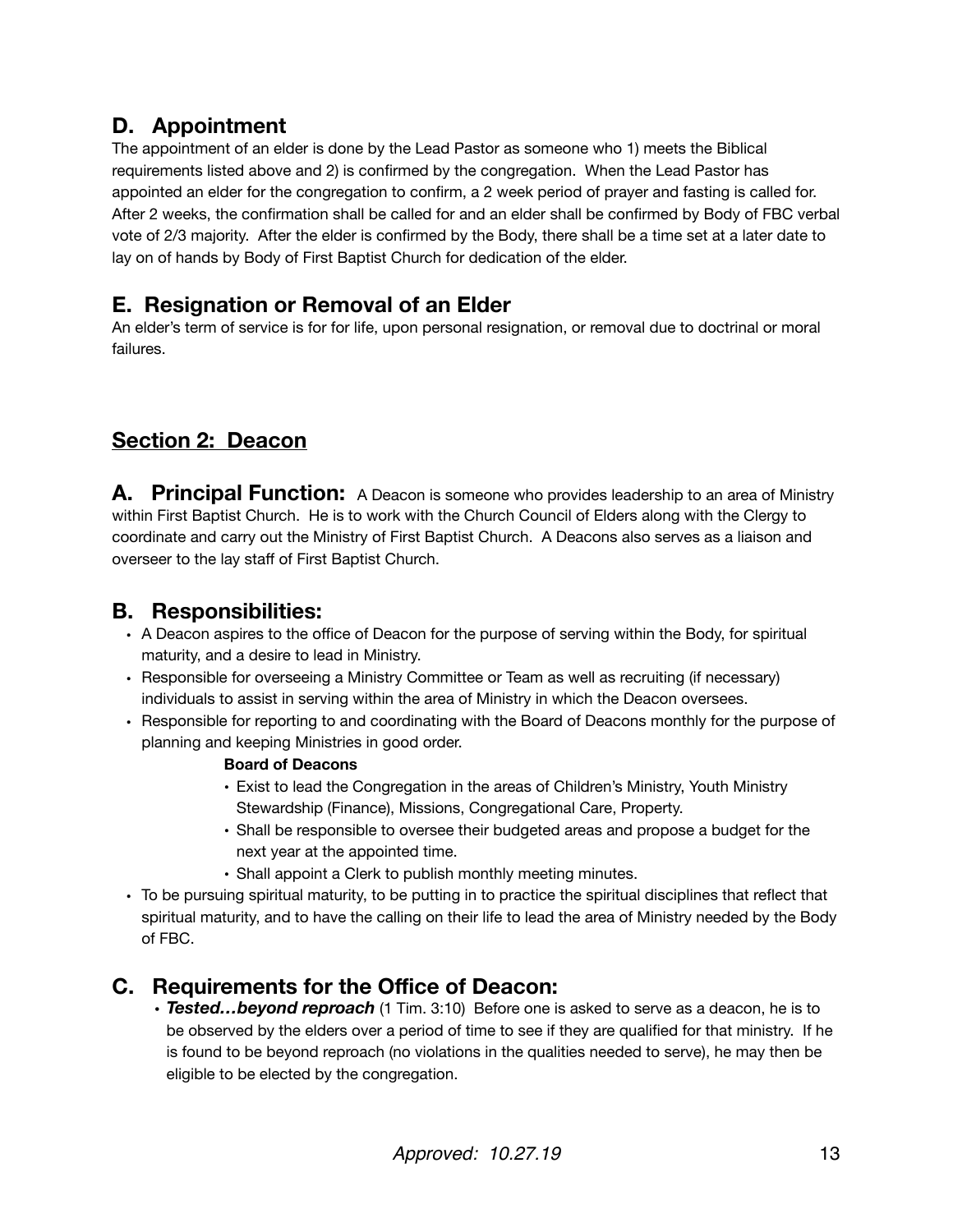## D. Appointment

The appointment of an elder is done by the Lead Pastor as someone who 1) meets the Biblical requirements listed above and 2) is confirmed by the congregation. When the Lead Pastor has appointed an elder for the congregation to confirm, a 2 week period of prayer and fasting is called for. After 2 weeks, the confirmation shall be called for and an elder shall be confirmed by Body of FBC verbal vote of 2/3 majority. After the elder is confirmed by the Body, there shall be a time set at a later date to lay on of hands by Body of First Baptist Church for dedication of the elder.

## E. Resignation or Removal of an Elder

An elder's term of service is for for life, upon personal resignation, or removal due to doctrinal or moral failures.

## <u>Section 2: Deacon</u>

**A. Principal Function:** A Deacon is someone who provides leadership to an area of Ministry within First Baptist Church. He is to work with the Church Council of Elders along with the Clergy to coordinate and carry out the Ministry of First Baptist Church. A Deacons also serves as a liaison and overseer to the lay staff of First Baptist Church.

## B. Responsibilities:

- A Deacon aspires to the office of Deacon for the purpose of serving within the Body, for spiritual maturity, and a desire to lead in Ministry.
- Responsible for overseeing a Ministry Committee or Team as well as recruiting (if necessary) individuals to assist in serving within the area of Ministry in which the Deacon oversees.
- Responsible for reporting to and coordinating with the Board of Deacons monthly for the purpose of planning and keeping Ministries in good order.

  **Board of Deacons**
  - Exist to lead the Congregation in the areas of Children's Ministry, Youth Ministry Stewardship (Finance), Missions, Congregational Care, Property.
  - Shall be responsible to oversee their budgeted areas and propose a budget for the next year at the appointed time.
  - Shall appoint a Clerk to publish monthly meeting minutes.
- To be pursuing spiritual maturity, to be putting in to practice the spiritual disciplines that reflect that spiritual maturity, and to have the calling on their life to lead the area of Ministry needed by the Body of FBC.

## C. Requirements for the Office of Deacon:

- ***Tested…beyond reproach*** (1 Tim. 3:10) Before one is asked to serve as a deacon, he is to be observed by the elders over a period of time to see if they are qualified for that ministry. If he is found to be beyond reproach (no violations in the qualities needed to serve), he may then be eligible to be elected by the congregation.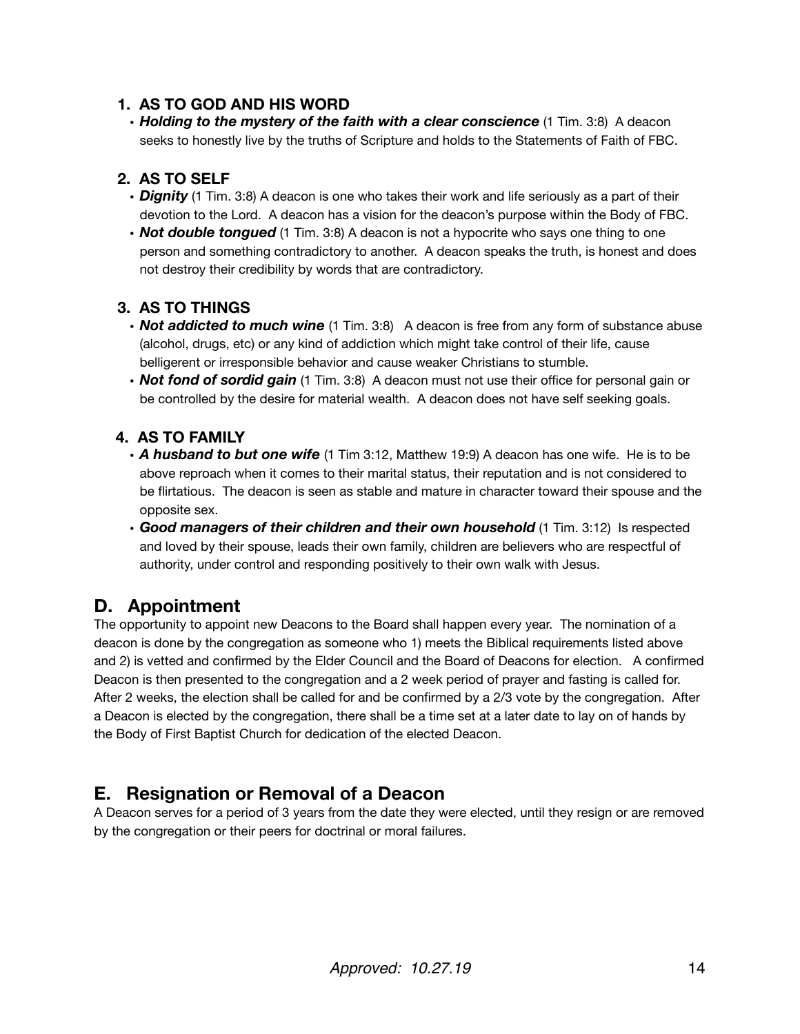### 1. AS TO GOD AND HIS WORD

- ***Holding to the mystery of the faith with a clear conscience*** (1 Tim. 3:8) A deacon seeks to honestly live by the truths of Scripture and holds to the Statements of Faith of FBC.

### 2. AS TO SELF

- ***Dignity*** (1 Tim. 3:8) A deacon is one who takes their work and life seriously as a part of their devotion to the Lord. A deacon has a vision for the deacon's purpose within the Body of FBC.
- ***Not double tongued*** (1 Tim. 3:8) A deacon is not a hypocrite who says one thing to one person and something contradictory to another. A deacon speaks the truth, is honest and does not destroy their credibility by words that are contradictory.

### 3. AS TO THINGS

- ***Not addicted to much wine*** (1 Tim. 3:8) A deacon is free from any form of substance abuse (alcohol, drugs, etc) or any kind of addiction which might take control of their life, cause belligerent or irresponsible behavior and cause weaker Christians to stumble.
- ***Not fond of sordid gain*** (1 Tim. 3:8) A deacon must not use their office for personal gain or be controlled by the desire for material wealth. A deacon does not have self seeking goals.

### 4. AS TO FAMILY

- ***A husband to but one wife*** (1 Tim 3:12, Matthew 19:9) A deacon has one wife. He is to be above reproach when it comes to their marital status, their reputation and is not considered to be flirtatious. The deacon is seen as stable and mature in character toward their spouse and the opposite sex.
- ***Good managers of their children and their own household*** (1 Tim. 3:12) Is respected and loved by their spouse, leads their own family, children are believers who are respectful of authority, under control and responding positively to their own walk with Jesus.

## D. Appointment

The opportunity to appoint new Deacons to the Board shall happen every year. The nomination of a deacon is done by the congregation as someone who 1) meets the Biblical requirements listed above and 2) is vetted and confirmed by the Elder Council and the Board of Deacons for election. A confirmed Deacon is then presented to the congregation and a 2 week period of prayer and fasting is called for. After 2 weeks, the election shall be called for and be confirmed by a 2/3 vote by the congregation. After a Deacon is elected by the congregation, there shall be a time set at a later date to lay on of hands by the Body of First Baptist Church for dedication of the elected Deacon.

## E. Resignation or Removal of a Deacon

A Deacon serves for a period of 3 years from the date they were elected, until they resign or are removed by the congregation or their peers for doctrinal or moral failures.